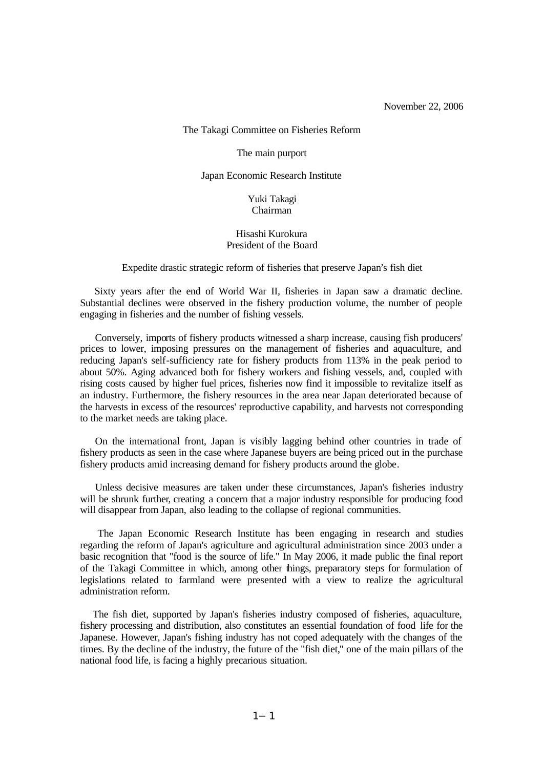November 22, 2006

# The Takagi Committee on Fisheries Reform

The main purport

Japan Economic Research Institute

Yuki Takagi
Chairman

Hisashi Kurokura
President of the Board

## Expedite drastic strategic reform of fisheries that preserve Japan's fish diet

Sixty years after the end of World War II, fisheries in Japan saw a dramatic decline. Substantial declines were observed in the fishery production volume, the number of people engaging in fisheries and the number of fishing vessels.

Conversely, imports of fishery products witnessed a sharp increase, causing fish producers' prices to lower, imposing pressures on the management of fisheries and aquaculture, and reducing Japan's self-sufficiency rate for fishery products from 113% in the peak period to about 50%. Aging advanced both for fishery workers and fishing vessels, and, coupled with rising costs caused by higher fuel prices, fisheries now find it impossible to revitalize itself as an industry. Furthermore, the fishery resources in the area near Japan deteriorated because of the harvests in excess of the resources' reproductive capability, and harvests not corresponding to the market needs are taking place.

On the international front, Japan is visibly lagging behind other countries in trade of fishery products as seen in the case where Japanese buyers are being priced out in the purchase fishery products amid increasing demand for fishery products around the globe.

Unless decisive measures are taken under these circumstances, Japan's fisheries industry will be shrunk further, creating a concern that a major industry responsible for producing food will disappear from Japan, also leading to the collapse of regional communities.

The Japan Economic Research Institute has been engaging in research and studies regarding the reform of Japan's agriculture and agricultural administration since 2003 under a basic recognition that "food is the source of life." In May 2006, it made public the final report of the Takagi Committee in which, among other things, preparatory steps for formulation of legislations related to farmland were presented with a view to realize the agricultural administration reform.

The fish diet, supported by Japan's fisheries industry composed of fisheries, aquaculture, fishery processing and distribution, also constitutes an essential foundation of food life for the Japanese. However, Japan's fishing industry has not coped adequately with the changes of the times. By the decline of the industry, the future of the "fish diet," one of the main pillars of the national food life, is facing a highly precarious situation.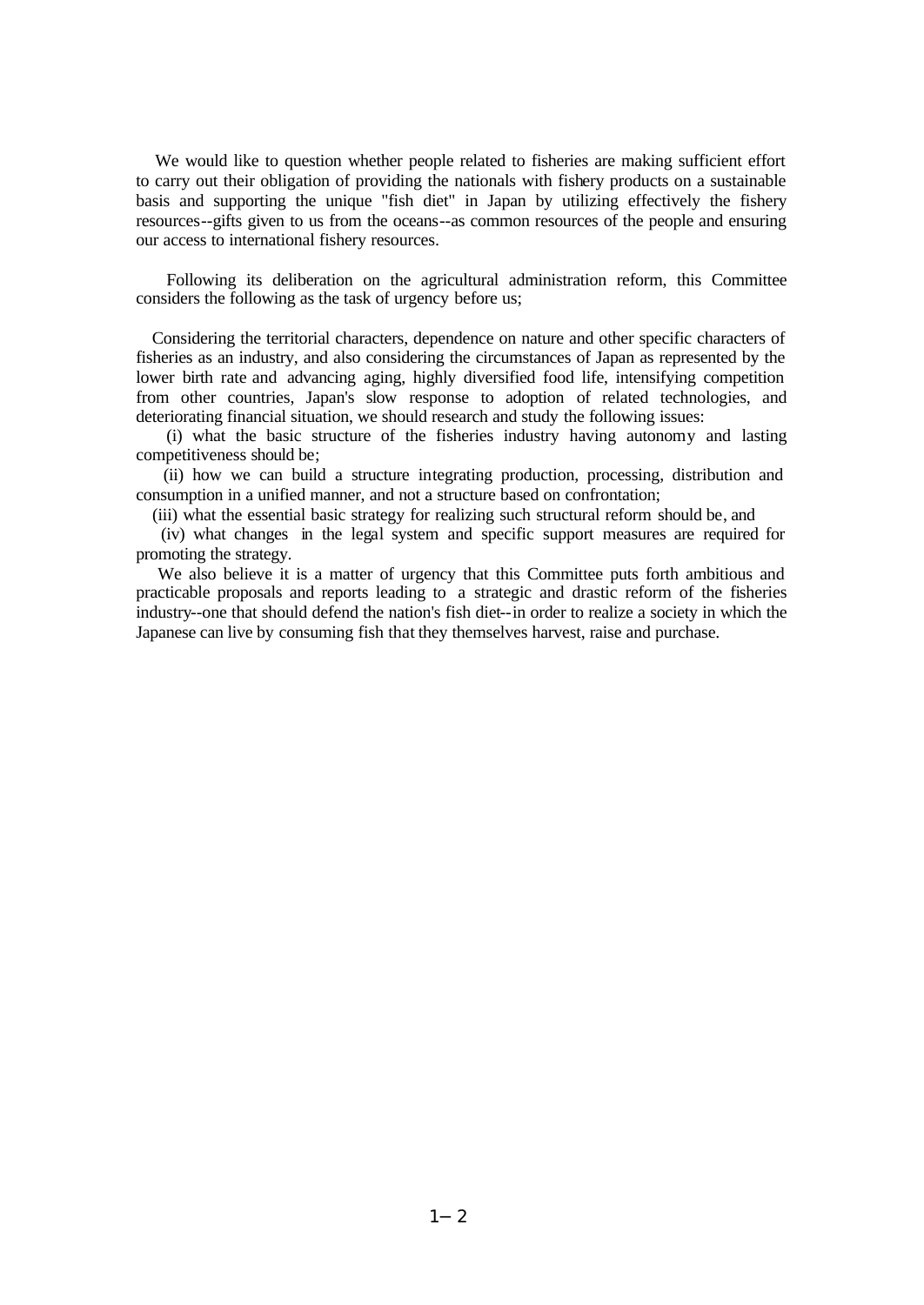We would like to question whether people related to fisheries are making sufficient effort to carry out their obligation of providing the nationals with fishery products on a sustainable basis and supporting the unique "fish diet" in Japan by utilizing effectively the fishery resources--gifts given to us from the oceans--as common resources of the people and ensuring our access to international fishery resources.

Following its deliberation on the agricultural administration reform, this Committee considers the following as the task of urgency before us;

Considering the territorial characters, dependence on nature and other specific characters of fisheries as an industry, and also considering the circumstances of Japan as represented by the lower birth rate and advancing aging, highly diversified food life, intensifying competition from other countries, Japan's slow response to adoption of related technologies, and deteriorating financial situation, we should research and study the following issues:

(i) what the basic structure of the fisheries industry having autonomy and lasting competitiveness should be;

(ii) how we can build a structure integrating production, processing, distribution and consumption in a unified manner, and not a structure based on confrontation;

(iii) what the essential basic strategy for realizing such structural reform should be, and

(iv) what changes in the legal system and specific support measures are required for promoting the strategy.

We also believe it is a matter of urgency that this Committee puts forth ambitious and practicable proposals and reports leading to a strategic and drastic reform of the fisheries industry--one that should defend the nation's fish diet--in order to realize a society in which the Japanese can live by consuming fish that they themselves harvest, raise and purchase.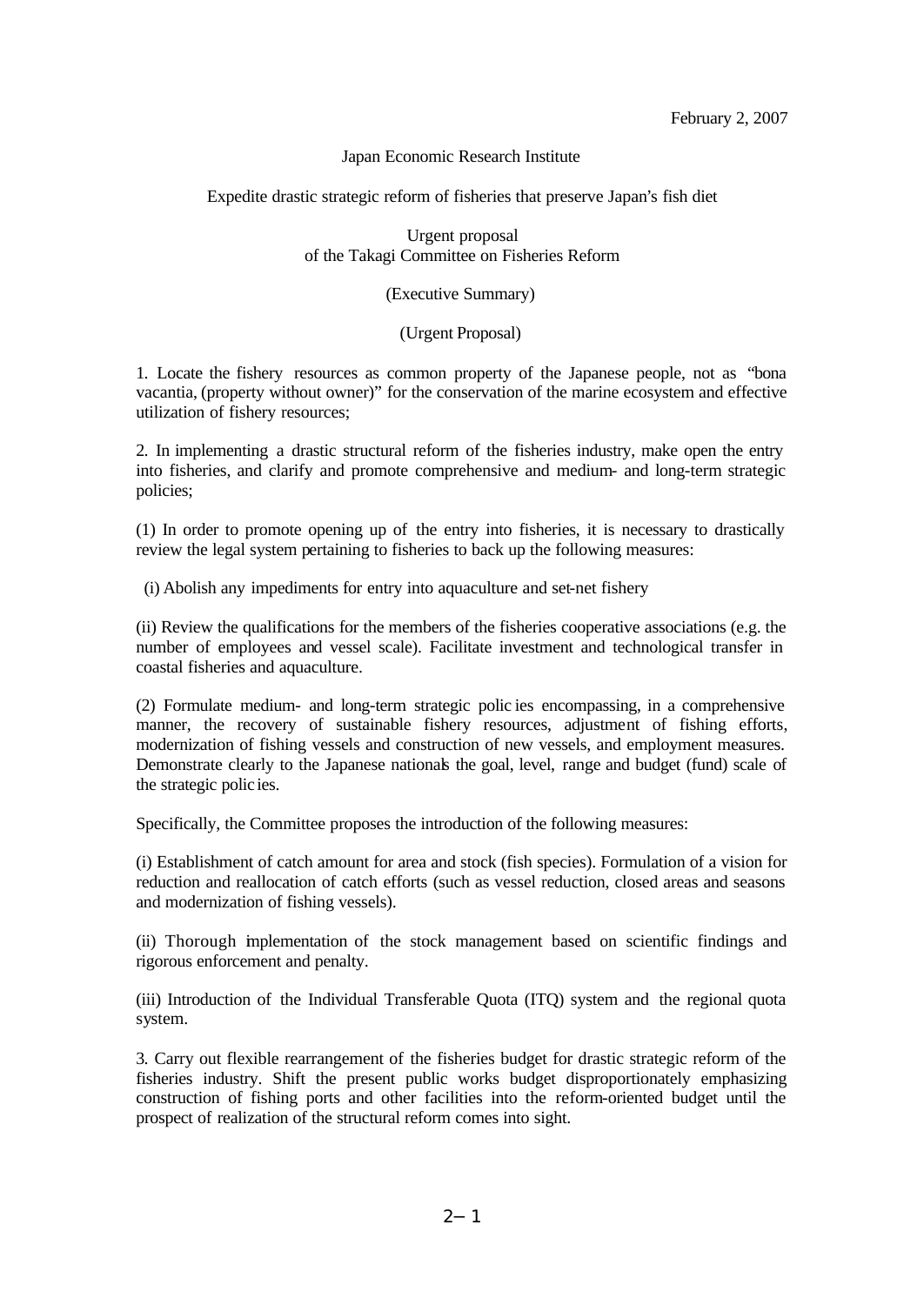February 2, 2007

Japan Economic Research Institute

Expedite drastic strategic reform of fisheries that preserve Japan's fish diet

Urgent proposal
of the Takagi Committee on Fisheries Reform

(Executive Summary)

(Urgent Proposal)

1. Locate the fishery resources as common property of the Japanese people, not as "bona vacantia, (property without owner)" for the conservation of the marine ecosystem and effective utilization of fishery resources;

2. In implementing a drastic structural reform of the fisheries industry, make open the entry into fisheries, and clarify and promote comprehensive and medium- and long-term strategic policies;

(1) In order to promote opening up of the entry into fisheries, it is necessary to drastically review the legal system pertaining to fisheries to back up the following measures:

(i) Abolish any impediments for entry into aquaculture and set-net fishery

(ii) Review the qualifications for the members of the fisheries cooperative associations (e.g. the number of employees and vessel scale). Facilitate investment and technological transfer in coastal fisheries and aquaculture.

(2) Formulate medium- and long-term strategic policies encompassing, in a comprehensive manner, the recovery of sustainable fishery resources, adjustment of fishing efforts, modernization of fishing vessels and construction of new vessels, and employment measures. Demonstrate clearly to the Japanese nationals the goal, level, range and budget (fund) scale of the strategic policies.

Specifically, the Committee proposes the introduction of the following measures:

(i) Establishment of catch amount for area and stock (fish species). Formulation of a vision for reduction and reallocation of catch efforts (such as vessel reduction, closed areas and seasons and modernization of fishing vessels).

(ii) Thorough implementation of the stock management based on scientific findings and rigorous enforcement and penalty.

(iii) Introduction of the Individual Transferable Quota (ITQ) system and the regional quota system.

3. Carry out flexible rearrangement of the fisheries budget for drastic strategic reform of the fisheries industry. Shift the present public works budget disproportionately emphasizing construction of fishing ports and other facilities into the reform-oriented budget until the prospect of realization of the structural reform comes into sight.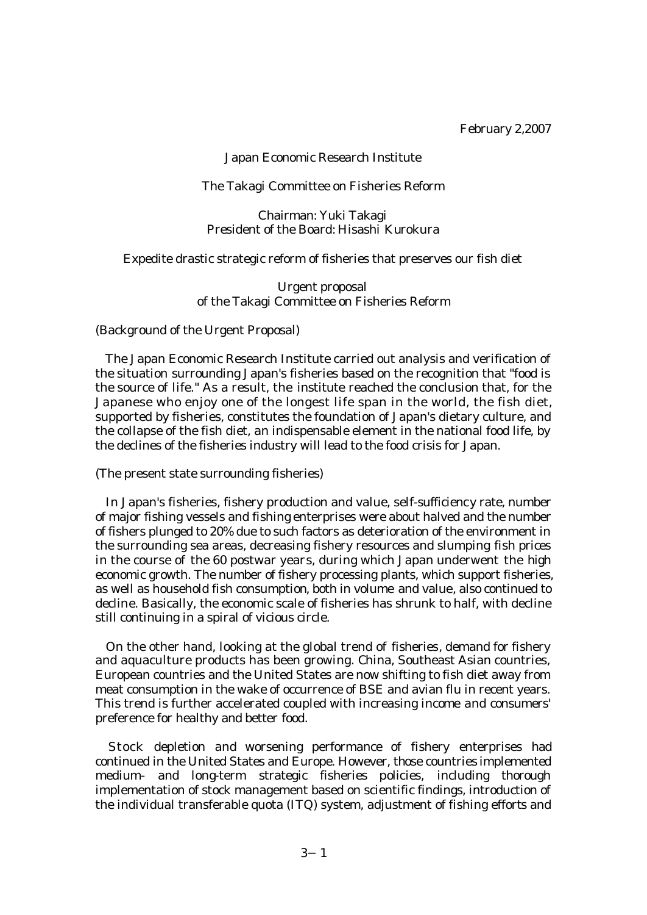February 2,2007

Japan Economic Research Institute

The Takagi Committee on Fisheries Reform

Chairman: Yuki Takagi
President of the Board: Hisashi Kurokura

Expedite drastic strategic reform of fisheries that preserves our fish diet

Urgent proposal
of the Takagi Committee on Fisheries Reform

(Background of the Urgent Proposal)

The Japan Economic Research Institute carried out analysis and verification of the situation surrounding Japan's fisheries based on the recognition that "food is the source of life." As a result, the institute reached the conclusion that, for the Japanese who enjoy one of the longest life span in the world, the fish diet, supported by fisheries, constitutes the foundation of Japan's dietary culture, and the collapse of the fish diet, an indispensable element in the national food life, by the declines of the fisheries industry will lead to the food crisis for Japan.

(The present state surrounding fisheries)

In Japan's fisheries, fishery production and value, self-sufficiency rate, number of major fishing vessels and fishing enterprises were about halved and the number of fishers plunged to 20% due to such factors as deterioration of the environment in the surrounding sea areas, decreasing fishery resources and slumping fish prices in the course of the 60 postwar years, during which Japan underwent the high economic growth. The number of fishery processing plants, which support fisheries, as well as household fish consumption, both in volume and value, also continued to decline. Basically, the economic scale of fisheries has shrunk to half, with decline still continuing in a spiral of vicious circle.

On the other hand, looking at the global trend of fisheries, demand for fishery and aquaculture products has been growing. China, Southeast Asian countries, European countries and the United States are now shifting to fish diet away from meat consumption in the wake of occurrence of BSE and avian flu in recent years. This trend is further accelerated coupled with increasing income and consumers' preference for healthy and better food.

Stock depletion and worsening performance of fishery enterprises had continued in the United States and Europe. However, those countries implemented medium- and long-term strategic fisheries policies, including thorough implementation of stock management based on scientific findings, introduction of the individual transferable quota (ITQ) system, adjustment of fishing efforts and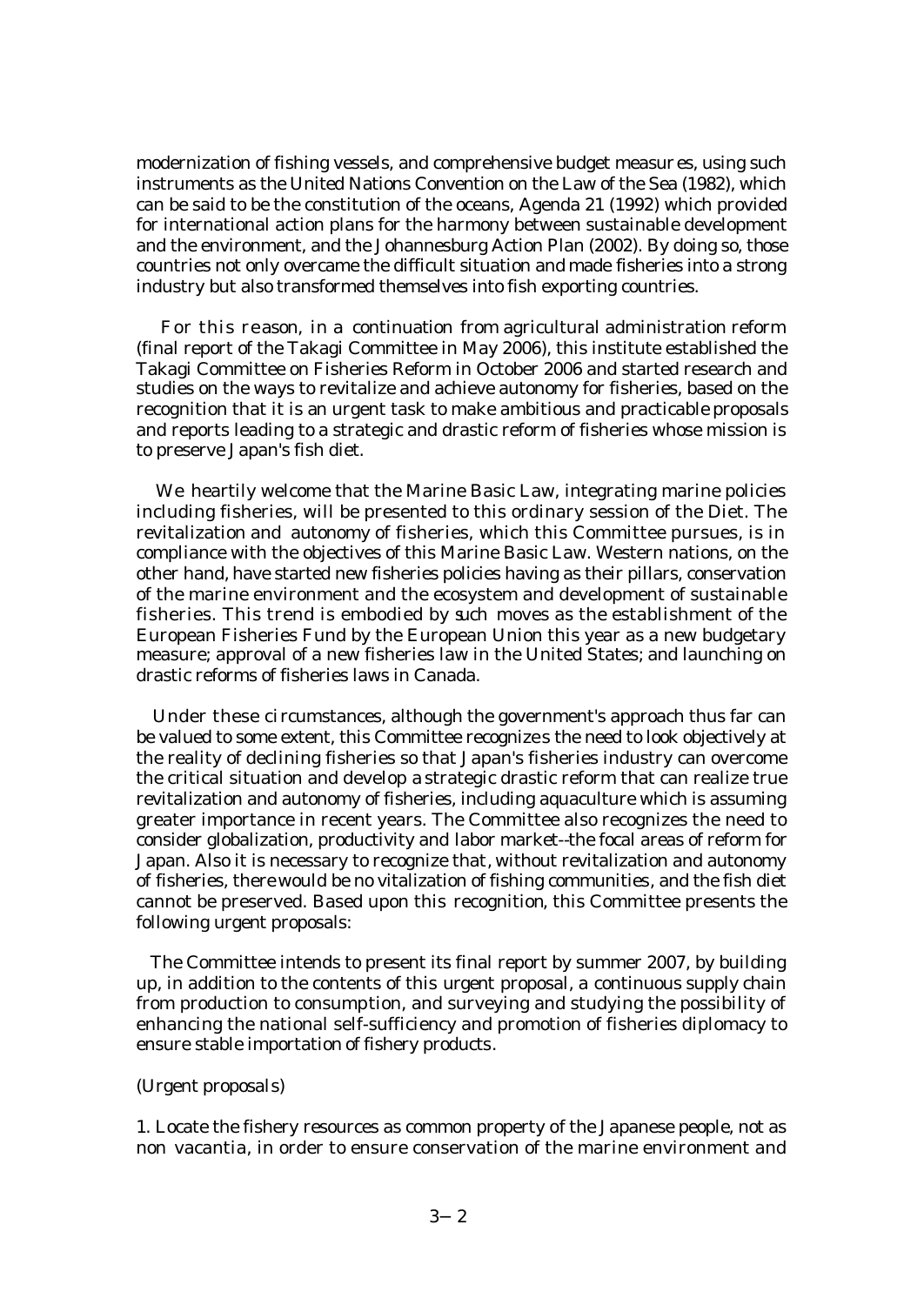modernization of fishing vessels, and comprehensive budget measures, using such instruments as the United Nations Convention on the Law of the Sea (1982), which can be said to be the constitution of the oceans, Agenda 21 (1992) which provided for international action plans for the harmony between sustainable development and the environment, and the Johannesburg Action Plan (2002). By doing so, those countries not only overcame the difficult situation and made fisheries into a strong industry but also transformed themselves into fish exporting countries.

For this reason, in a continuation from agricultural administration reform (final report of the Takagi Committee in May 2006), this institute established the Takagi Committee on Fisheries Reform in October 2006 and started research and studies on the ways to revitalize and achieve autonomy for fisheries, based on the recognition that it is an urgent task to make ambitious and practicable proposals and reports leading to a strategic and drastic reform of fisheries whose mission is to preserve Japan's fish diet.

We heartily welcome that the Marine Basic Law, integrating marine policies including fisheries, will be presented to this ordinary session of the Diet. The revitalization and autonomy of fisheries, which this Committee pursues, is in compliance with the objectives of this Marine Basic Law. Western nations, on the other hand, have started new fisheries policies having as their pillars, conservation of the marine environment and the ecosystem and development of sustainable fisheries. This trend is embodied by such moves as the establishment of the European Fisheries Fund by the European Union this year as a new budgetary measure; approval of a new fisheries law in the United States; and launching on drastic reforms of fisheries laws in Canada.

Under these circumstances, although the government's approach thus far can be valued to some extent, this Committee recognizes the need to look objectively at the reality of declining fisheries so that Japan's fisheries industry can overcome the critical situation and develop a strategic drastic reform that can realize true revitalization and autonomy of fisheries, including aquaculture which is assuming greater importance in recent years. The Committee also recognizes the need to consider globalization, productivity and labor market--the focal areas of reform for Japan. Also it is necessary to recognize that, without revitalization and autonomy of fisheries, there would be no vitalization of fishing communities, and the fish diet cannot be preserved. Based upon this recognition, this Committee presents the following urgent proposals:

The Committee intends to present its final report by summer 2007, by building up, in addition to the contents of this urgent proposal, a continuous supply chain from production to consumption, and surveying and studying the possibility of enhancing the national self-sufficiency and promotion of fisheries diplomacy to ensure stable importation of fishery products.

(Urgent proposals)

1. Locate the fishery resources as common property of the Japanese people, not as non vacantia, in order to ensure conservation of the marine environment and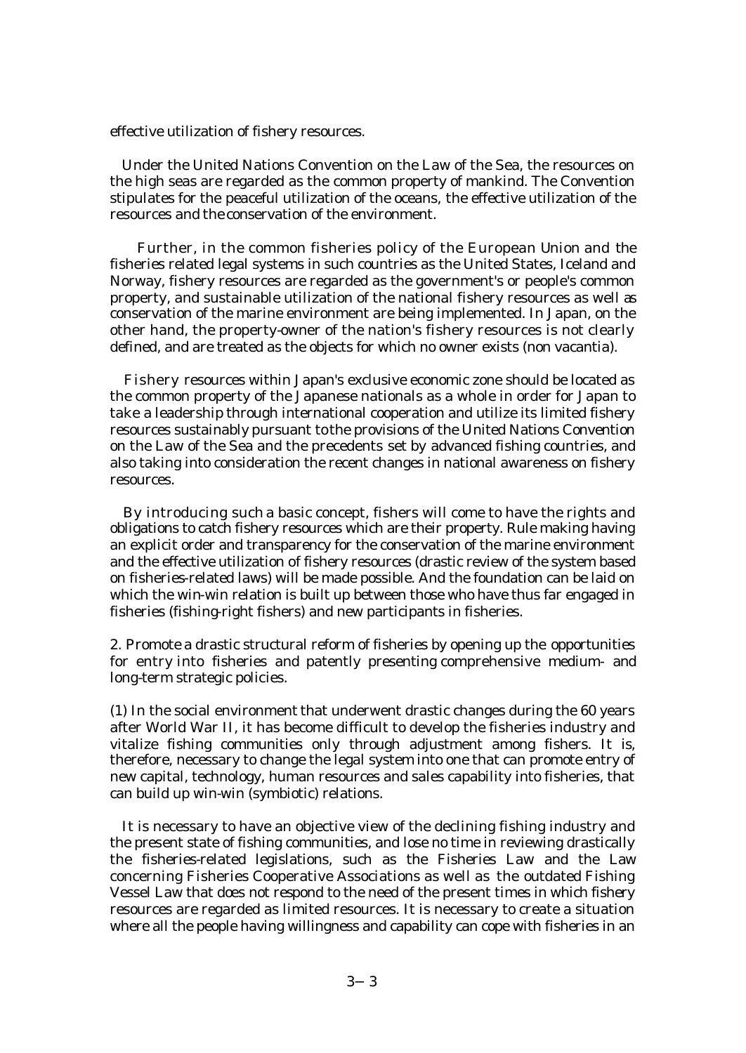effective utilization of fishery resources.

Under the United Nations Convention on the Law of the Sea, the resources on the high seas are regarded as the common property of mankind. The Convention stipulates for the peaceful utilization of the oceans, the effective utilization of the resources and the conservation of the environment.

Further, in the common fisheries policy of the European Union and the fisheries related legal systems in such countries as the United States, Iceland and Norway, fishery resources are regarded as the government's or people's common property, and sustainable utilization of the national fishery resources as well as conservation of the marine environment are being implemented. In Japan, on the other hand, the property-owner of the nation's fishery resources is not clearly defined, and are treated as the objects for which no owner exists (non vacantia).

Fishery resources within Japan's exclusive economic zone should be located as the common property of the Japanese nationals as a whole in order for Japan to take a leadership through international cooperation and utilize its limited fishery resources sustainably pursuant to the provisions of the United Nations Convention on the Law of the Sea and the precedents set by advanced fishing countries, and also taking into consideration the recent changes in national awareness on fishery resources.

By introducing such a basic concept, fishers will come to have the rights and obligations to catch fishery resources which are their property. Rule making having an explicit order and transparency for the conservation of the marine environment and the effective utilization of fishery resources (drastic review of the system based on fisheries-related laws) will be made possible. And the foundation can be laid on which the win-win relation is built up between those who have thus far engaged in fisheries (fishing-right fishers) and new participants in fisheries.

2. Promote a drastic structural reform of fisheries by opening up the opportunities for entry into fisheries and patently presenting comprehensive medium- and long-term strategic policies.

(1) In the social environment that underwent drastic changes during the 60 years after World War II, it has become difficult to develop the fisheries industry and vitalize fishing communities only through adjustment among fishers. It is, therefore, necessary to change the legal system into one that can promote entry of new capital, technology, human resources and sales capability into fisheries, that can build up win-win (symbiotic) relations.

It is necessary to have an objective view of the declining fishing industry and the present state of fishing communities, and lose no time in reviewing drastically the fisheries-related legislations, such as the Fisheries Law and the Law concerning Fisheries Cooperative Associations as well as the outdated Fishing Vessel Law that does not respond to the need of the present times in which fishery resources are regarded as limited resources. It is necessary to create a situation where all the people having willingness and capability can cope with fisheries in an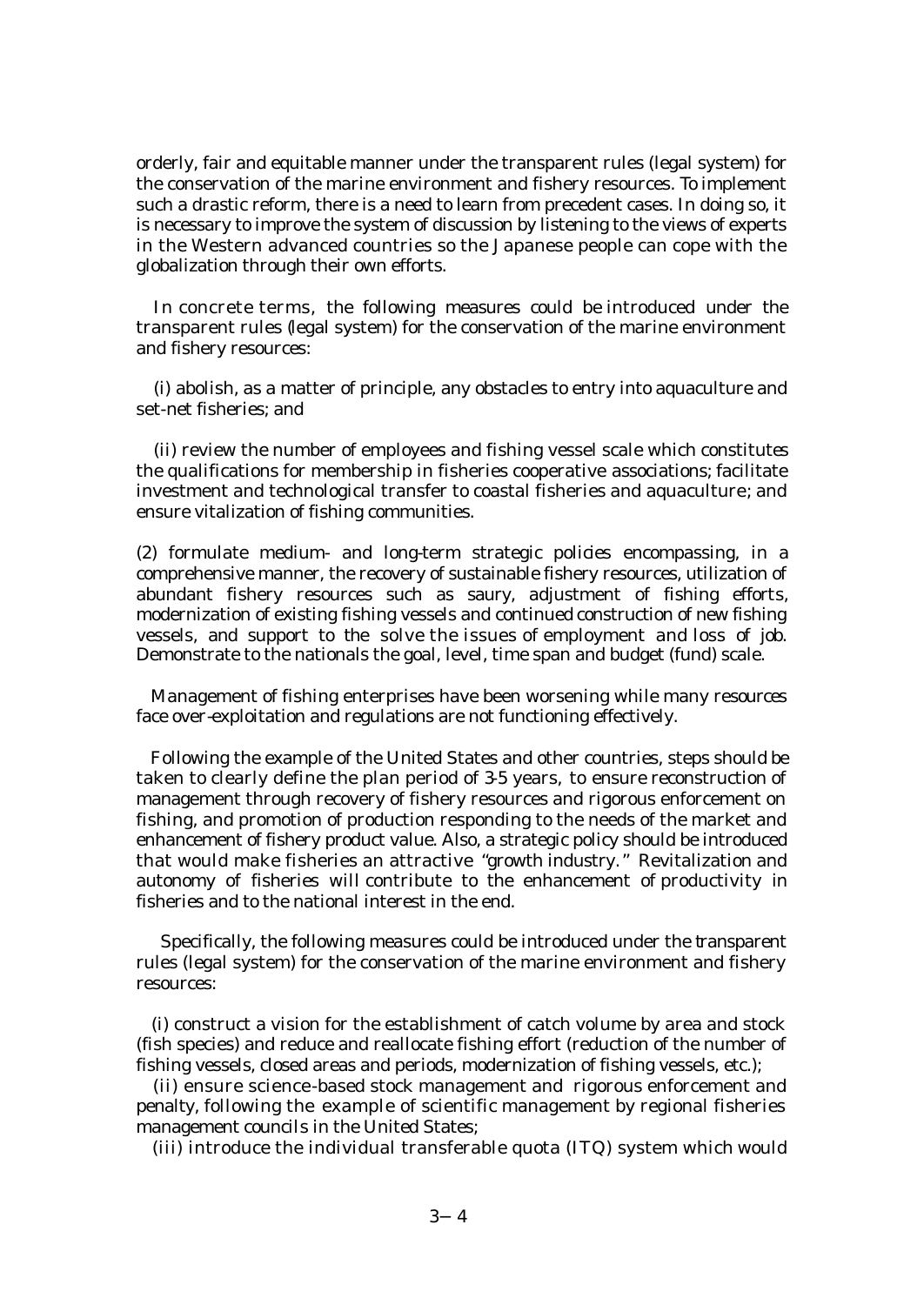orderly, fair and equitable manner under the transparent rules (legal system) for the conservation of the marine environment and fishery resources. To implement such a drastic reform, there is a need to learn from precedent cases. In doing so, it is necessary to improve the system of discussion by listening to the views of experts in the Western advanced countries so the Japanese people can cope with the globalization through their own efforts.

In concrete terms, the following measures could be introduced under the transparent rules (legal system) for the conservation of the marine environment and fishery resources:

(i) abolish, as a matter of principle, any obstacles to entry into aquaculture and set-net fisheries; and

(ii) review the number of employees and fishing vessel scale which constitutes the qualifications for membership in fisheries cooperative associations; facilitate investment and technological transfer to coastal fisheries and aquaculture; and ensure vitalization of fishing communities.

(2) formulate medium- and long-term strategic policies encompassing, in a comprehensive manner, the recovery of sustainable fishery resources, utilization of abundant fishery resources such as saury, adjustment of fishing efforts, modernization of existing fishing vessels and continued construction of new fishing vessels, and support to the solve the issues of employment and loss of job. Demonstrate to the nationals the goal, level, time span and budget (fund) scale.

Management of fishing enterprises have been worsening while many resources face over-exploitation and regulations are not functioning effectively.

Following the example of the United States and other countries, steps should be taken to clearly define the plan period of 3-5 years, to ensure reconstruction of management through recovery of fishery resources and rigorous enforcement on fishing, and promotion of production responding to the needs of the market and enhancement of fishery product value. Also, a strategic policy should be introduced that would make fisheries an attractive "growth industry." Revitalization and autonomy of fisheries will contribute to the enhancement of productivity in fisheries and to the national interest in the end.

Specifically, the following measures could be introduced under the transparent rules (legal system) for the conservation of the marine environment and fishery resources:

(i) construct a vision for the establishment of catch volume by area and stock (fish species) and reduce and reallocate fishing effort (reduction of the number of fishing vessels, closed areas and periods, modernization of fishing vessels, etc.);

(ii) ensure science-based stock management and rigorous enforcement and penalty, following the example of scientific management by regional fisheries management councils in the United States;

(iii) introduce the individual transferable quota (ITQ) system which would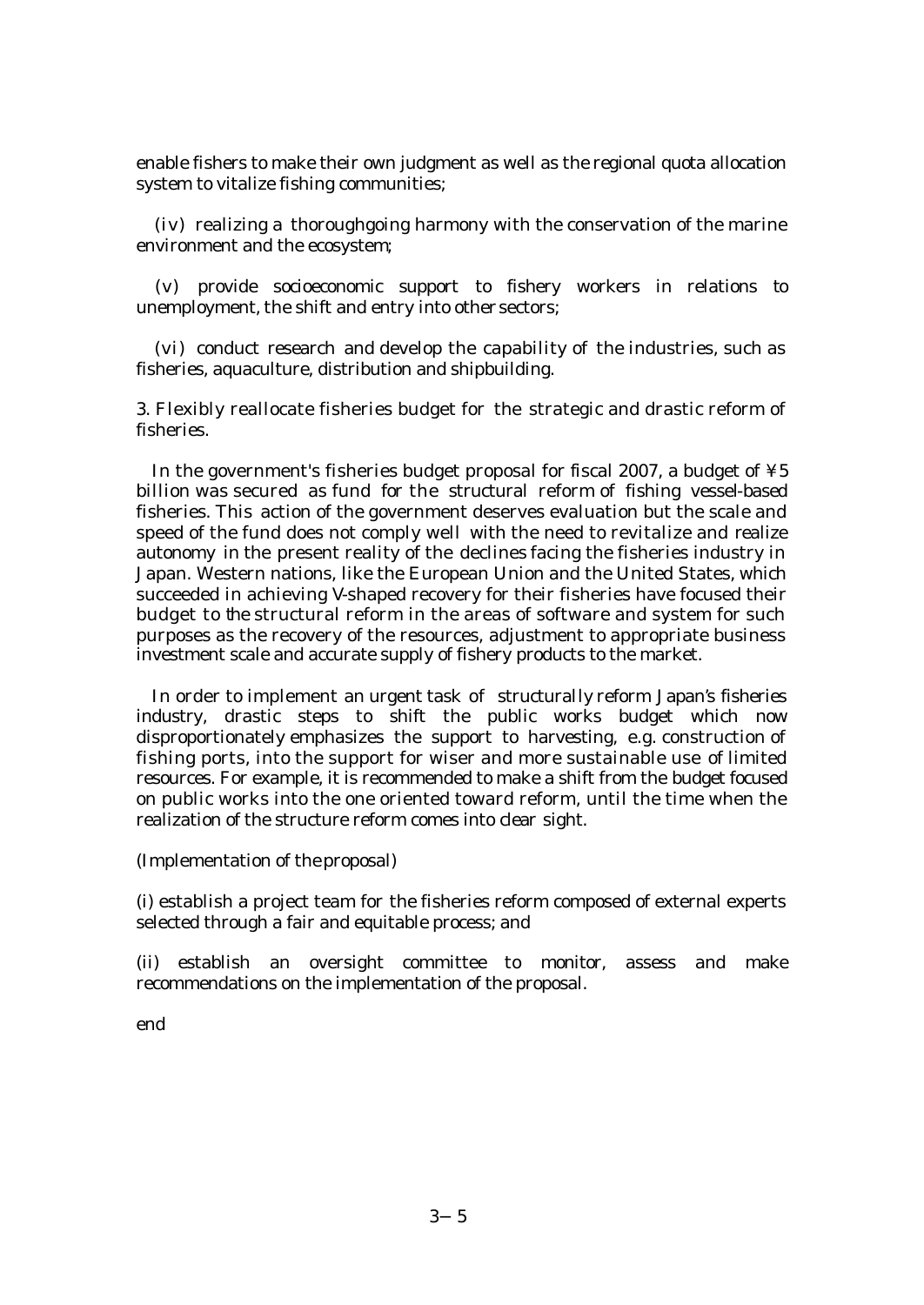enable fishers to make their own judgment as well as the regional quota allocation system to vitalize fishing communities;

(iv) realizing a thoroughgoing harmony with the conservation of the marine environment and the ecosystem;

(v) provide socioeconomic support to fishery workers in relations to unemployment, the shift and entry into other sectors;

(vi) conduct research and develop the capability of the industries, such as fisheries, aquaculture, distribution and shipbuilding.

3. Flexibly reallocate fisheries budget for the strategic and drastic reform of fisheries.

In the government's fisheries budget proposal for fiscal 2007, a budget of ¥5 billion was secured as fund for the structural reform of fishing vessel-based fisheries. This action of the government deserves evaluation but the scale and speed of the fund does not comply well with the need to revitalize and realize autonomy in the present reality of the declines facing the fisheries industry in Japan. Western nations, like the European Union and the United States, which succeeded in achieving V-shaped recovery for their fisheries have focused their budget to the structural reform in the areas of software and system for such purposes as the recovery of the resources, adjustment to appropriate business investment scale and accurate supply of fishery products to the market.

In order to implement an urgent task of structurally reform Japan's fisheries industry, drastic steps to shift the public works budget which now disproportionately emphasizes the support to harvesting, e.g. construction of fishing ports, into the support for wiser and more sustainable use of limited resources. For example, it is recommended to make a shift from the budget focused on public works into the one oriented toward reform, until the time when the realization of the structure reform comes into clear sight.

(Implementation of the proposal)

(i) establish a project team for the fisheries reform composed of external experts selected through a fair and equitable process; and

(ii) establish an oversight committee to monitor, assess and make recommendations on the implementation of the proposal.

end